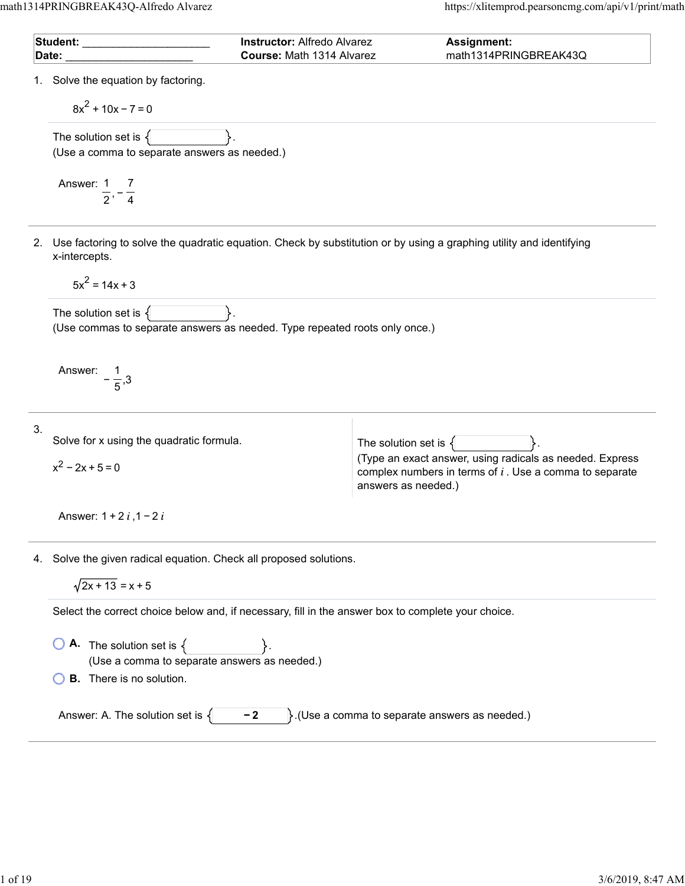| Student: ____________________ | Instructor: Alfredo Alvarez | Assignment: |
| --- | --- | --- |
| Date: ____________________ | Course: Math 1314 Alvarez | math1314PRINGBREAK43Q |

1. Solve the equation by factoring.

$$8x^2 + 10x - 7 = 0$$

The solution set is { }.
(Use a comma to separate answers as needed.)

Answer: $\frac{1}{2}, -\frac{7}{4}$

---

2. Use factoring to solve the quadratic equation. Check by substitution or by using a graphing utility and identifying x-intercepts.

$$5x^2 = 14x + 3$$

The solution set is { }.
(Use commas to separate answers as needed. Type repeated roots only once.)

Answer: $-\frac{1}{5}, 3$

---

3. Solve for x using the quadratic formula.

$$x^2 - 2x + 5 = 0$$

The solution set is { }.
(Type an exact answer, using radicals as needed. Express complex numbers in terms of $i$. Use a comma to separate answers as needed.)

Answer: $1 + 2i, 1 - 2i$

---

4. Solve the given radical equation. Check all proposed solutions.

$$\sqrt{2x + 13} = x + 5$$

Select the correct choice below and, if necessary, fill in the answer box to complete your choice.

- **A.** The solution set is { }.
  (Use a comma to separate answers as needed.)
- **B.** There is no solution.

Answer: A. The solution set is { **−2** }.(Use a comma to separate answers as needed.)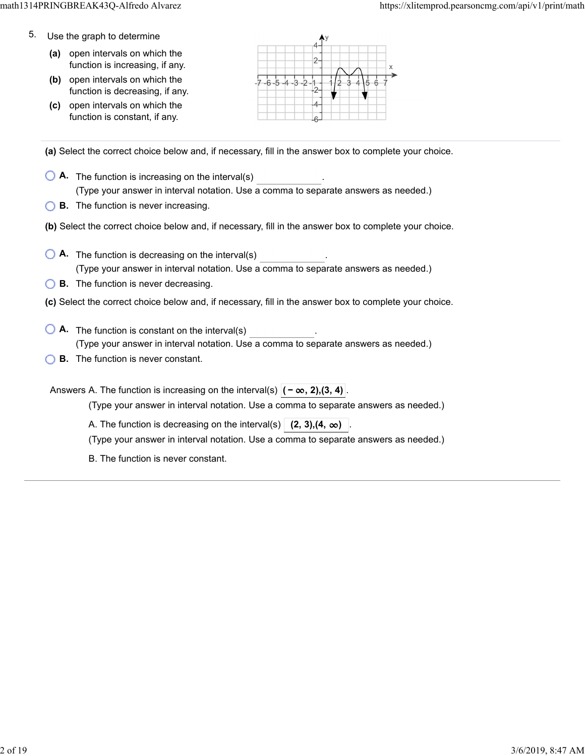5. Use the graph to determine

**(a)** open intervals on which the function is increasing, if any.

**(b)** open intervals on which the function is decreasing, if any.

**(c)** open intervals on which the function is constant, if any.

**(a)** Select the correct choice below and, if necessary, fill in the answer box to complete your choice.

- **A.** The function is increasing on the interval(s) \_\_\_\_\_\_\_\_\_\_.
  (Type your answer in interval notation. Use a comma to separate answers as needed.)
- **B.** The function is never increasing.

**(b)** Select the correct choice below and, if necessary, fill in the answer box to complete your choice.

- **A.** The function is decreasing on the interval(s) \_\_\_\_\_\_\_\_\_\_.
  (Type your answer in interval notation. Use a comma to separate answers as needed.)
- **B.** The function is never decreasing.

**(c)** Select the correct choice below and, if necessary, fill in the answer box to complete your choice.

- **A.** The function is constant on the interval(s) \_\_\_\_\_\_\_\_\_\_.
  (Type your answer in interval notation. Use a comma to separate answers as needed.)
- **B.** The function is never constant.

Answers A. The function is increasing on the interval(s) **$(-\infty, 2),(3, 4)$**.
(Type your answer in interval notation. Use a comma to separate answers as needed.)

A. The function is decreasing on the interval(s) **$(2, 3),(4, \infty)$**.
(Type your answer in interval notation. Use a comma to separate answers as needed.)

B. The function is never constant.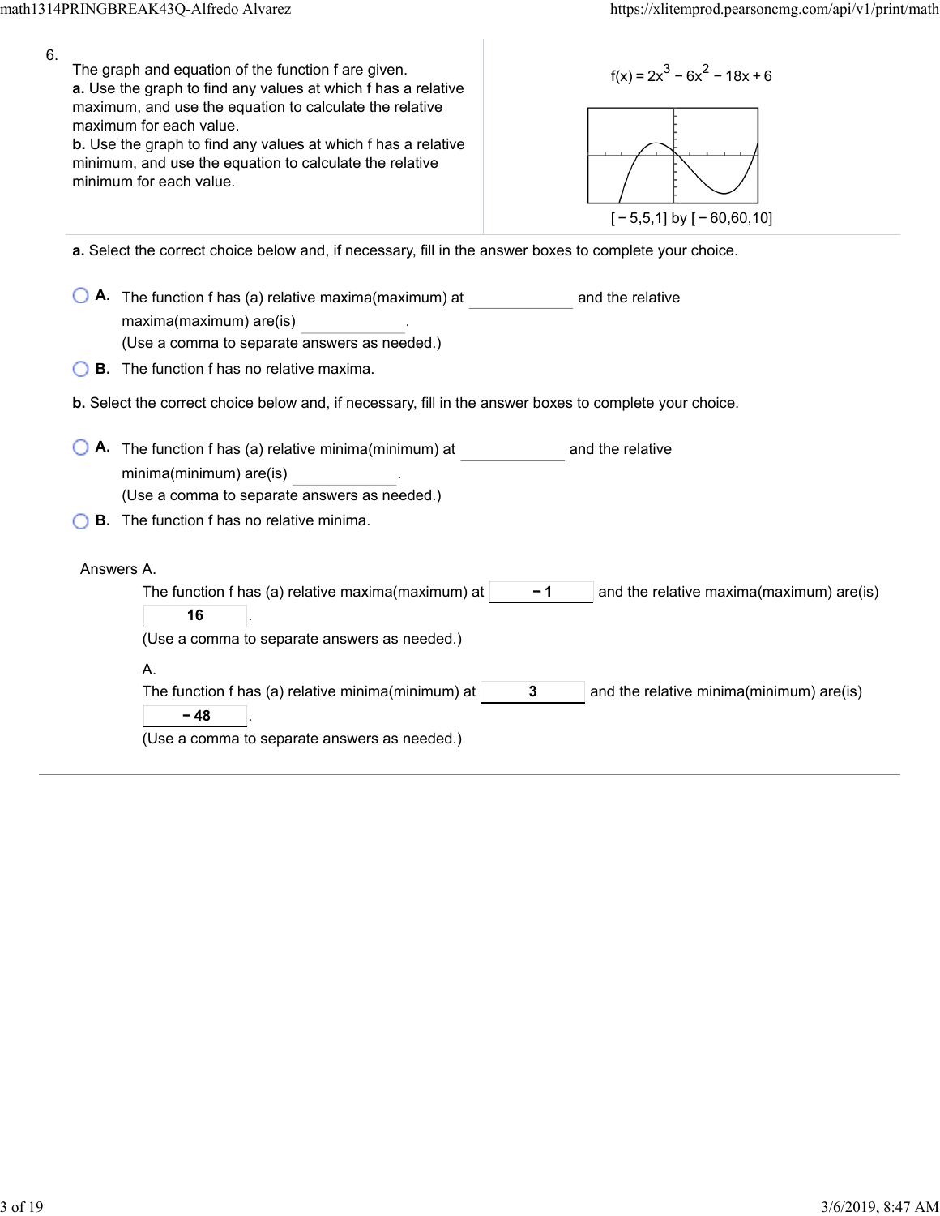6.

The graph and equation of the function f are given.

**a.** Use the graph to find any values at which f has a relative maximum, and use the equation to calculate the relative maximum for each value.

**b.** Use the graph to find any values at which f has a relative minimum, and use the equation to calculate the relative minimum for each value.

$f(x) = 2x^3 - 6x^2 - 18x + 6$

[ − 5,5,1] by [ − 60,60,10]

**a.** Select the correct choice below and, if necessary, fill in the answer boxes to complete your choice.

- **A.** The function f has (a) relative maxima(maximum) at \_\_\_\_\_\_\_\_\_\_ and the relative maxima(maximum) are(is) \_\_\_\_\_\_\_\_\_\_.
  (Use a comma to separate answers as needed.)
- **B.** The function f has no relative maxima.

**b.** Select the correct choice below and, if necessary, fill in the answer boxes to complete your choice.

- **A.** The function f has (a) relative minima(minimum) at \_\_\_\_\_\_\_\_\_\_ and the relative minima(minimum) are(is) \_\_\_\_\_\_\_\_\_\_.
  (Use a comma to separate answers as needed.)
- **B.** The function f has no relative minima.

Answers A.

The function f has (a) relative maxima(maximum) at **−1** and the relative maxima(maximum) are(is) **16**.

(Use a comma to separate answers as needed.)

A.

The function f has (a) relative minima(minimum) at **3** and the relative minima(minimum) are(is) **−48**.

(Use a comma to separate answers as needed.)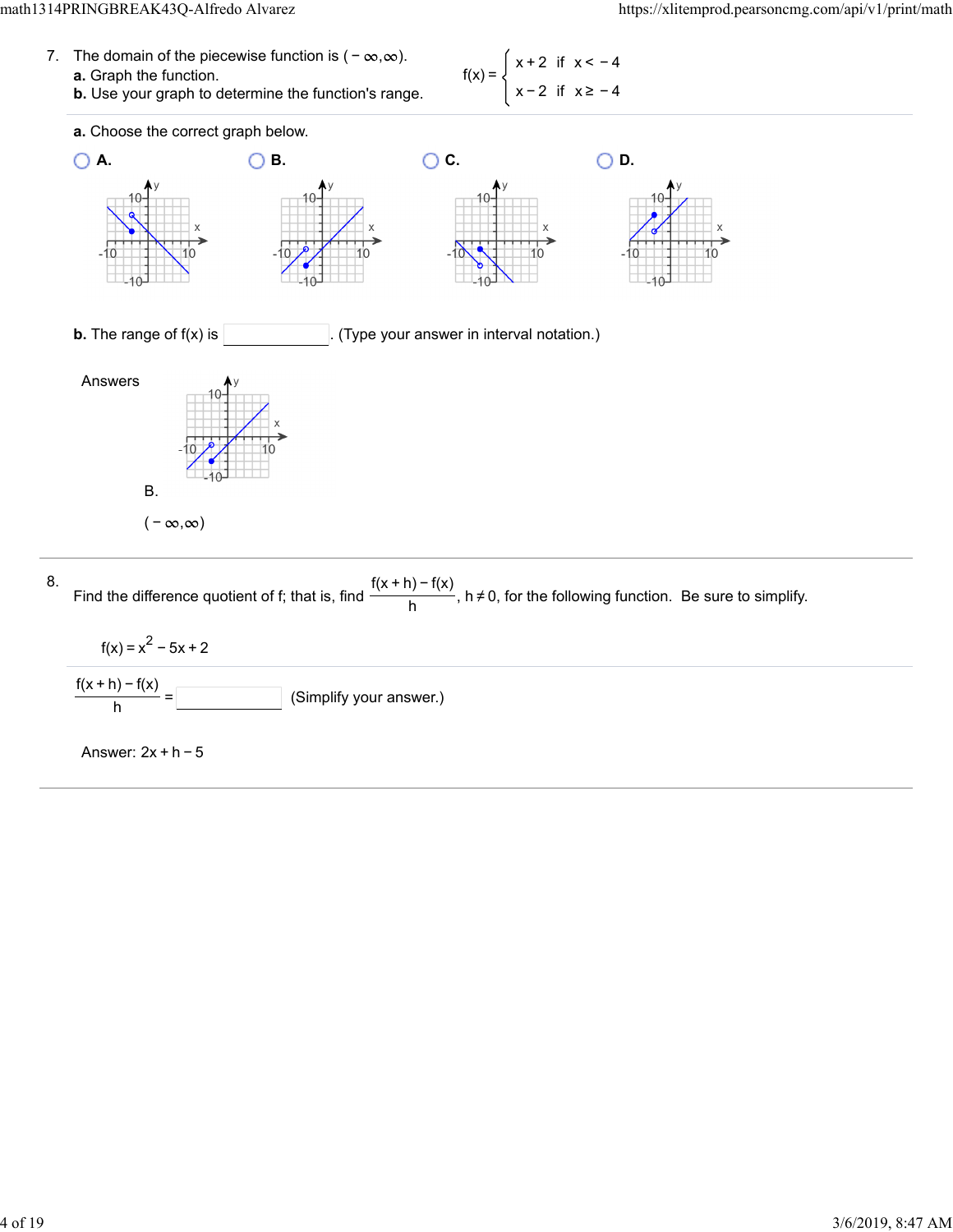7. The domain of the piecewise function is $(-\infty, \infty)$.

**a.** Graph the function.

**b.** Use your graph to determine the function's range.

$$f(x) = \begin{cases} x + 2 & \text{if } x < -4 \\ x - 2 & \text{if } x \geq -4 \end{cases}$$

**a.** Choose the correct graph below.

- **A.**
- **B.**
- **C.**
- **D.**

**b.** The range of f(x) is ______. (Type your answer in interval notation.)

Answers

B.

$(-\infty, \infty)$

---

8. Find the difference quotient of f; that is, find $\frac{f(x+h) - f(x)}{h}$, $h \neq 0$, for the following function. Be sure to simplify.

$f(x) = x^2 - 5x + 2$

$\frac{f(x+h) - f(x)}{h} =$ ______ (Simplify your answer.)

Answer: $2x + h - 5$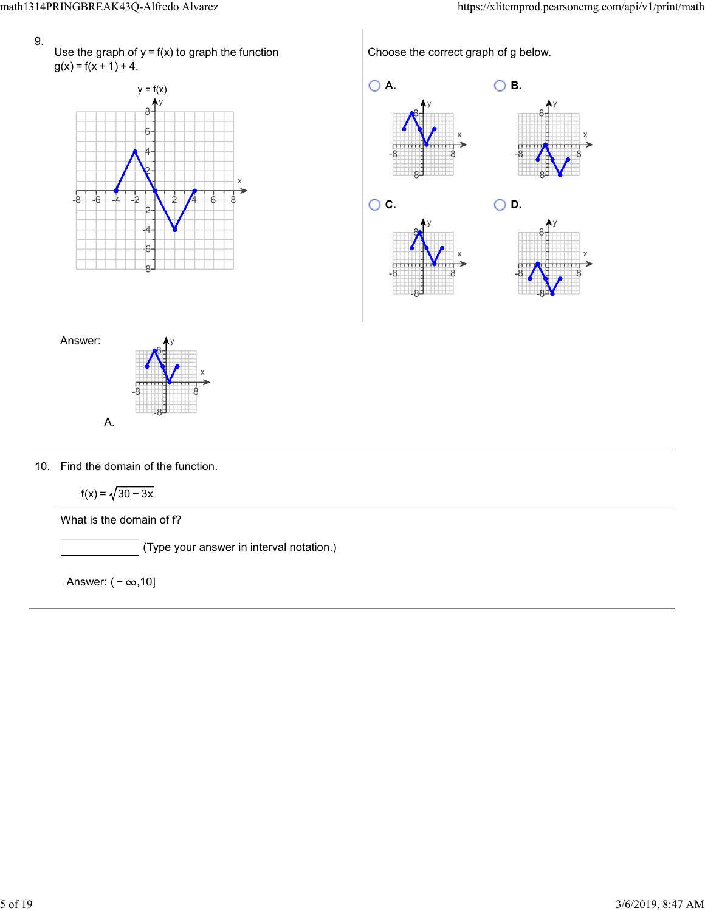9. Use the graph of $y = f(x)$ to graph the function $g(x) = f(x+1) + 4$.

Choose the correct graph of g below.

- A.
- B.
- C.
- D.

Answer: A.

---

10. Find the domain of the function.

$$f(x) = \sqrt{30 - 3x}$$

What is the domain of f?

(Type your answer in interval notation.)

Answer: $(-\infty, 10]$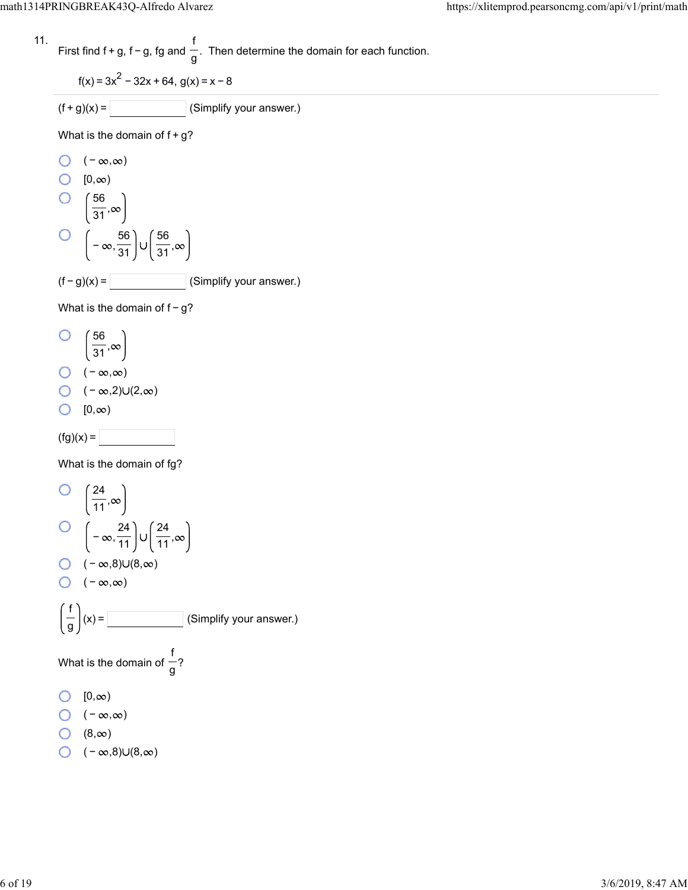11. First find f + g, f − g, fg and $\frac{f}{g}$. Then determine the domain for each function.

$f(x) = 3x^2 - 32x + 64$, $g(x) = x - 8$

---

$(f + g)(x) =$ ______ (Simplify your answer.)

What is the domain of f + g?

- $(-\infty, \infty)$
- $[0, \infty)$
- $\left(\frac{56}{31}, \infty\right)$
- $\left(-\infty, \frac{56}{31}\right) \cup \left(\frac{56}{31}, \infty\right)$

$(f - g)(x) =$ ______ (Simplify your answer.)

What is the domain of f − g?

- $\left(\frac{56}{31}, \infty\right)$
- $(-\infty, \infty)$
- $(-\infty, 2) \cup (2, \infty)$
- $[0, \infty)$

$(fg)(x) =$ ______

What is the domain of fg?

- $\left(\frac{24}{11}, \infty\right)$
- $\left(-\infty, \frac{24}{11}\right) \cup \left(\frac{24}{11}, \infty\right)$
- $(-\infty, 8) \cup (8, \infty)$
- $(-\infty, \infty)$

$\left(\frac{f}{g}\right)(x) =$ ______ (Simplify your answer.)

What is the domain of $\frac{f}{g}$?

- $[0, \infty)$
- $(-\infty, \infty)$
- $(8, \infty)$
- $(-\infty, 8) \cup (8, \infty)$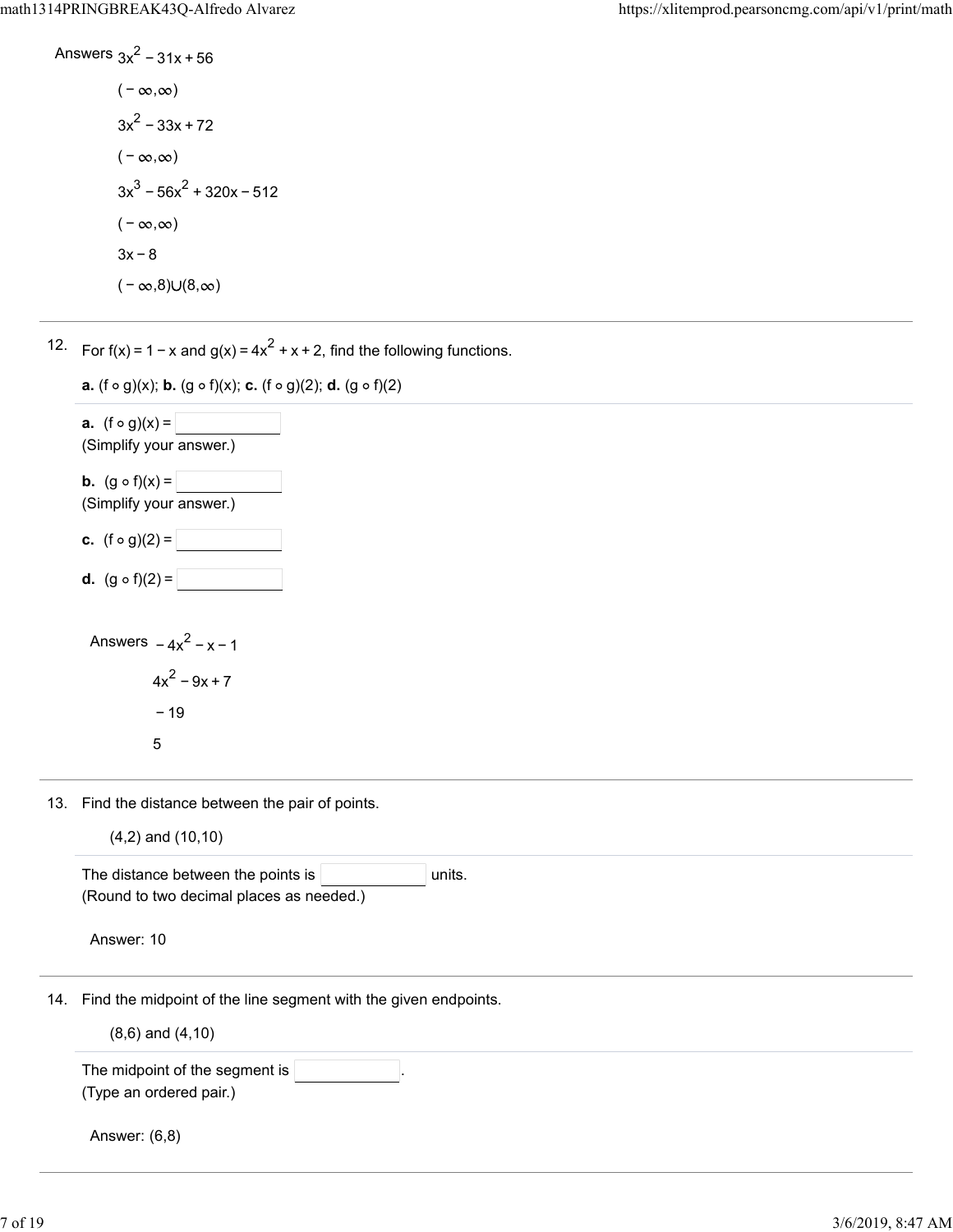Answers $3x^2 - 31x + 56$

$(-\infty, \infty)$

$3x^2 - 33x + 72$

$(-\infty, \infty)$

$3x^3 - 56x^2 + 320x - 512$

$(-\infty, \infty)$

$3x - 8$

$(-\infty, 8) \cup (8, \infty)$

---

12. For $f(x) = 1 - x$ and $g(x) = 4x^2 + x + 2$, find the following functions.

**a.** $(f \circ g)(x)$; **b.** $(g \circ f)(x)$; **c.** $(f \circ g)(2)$; **d.** $(g \circ f)(2)$

**a.** $(f \circ g)(x) =$ ______
(Simplify your answer.)

**b.** $(g \circ f)(x) =$ ______
(Simplify your answer.)

**c.** $(f \circ g)(2) =$ ______

**d.** $(g \circ f)(2) =$ ______

Answers $-4x^2 - x - 1$

$4x^2 - 9x + 7$

$-19$

$5$

---

13. Find the distance between the pair of points.

(4,2) and (10,10)

The distance between the points is ______ units.
(Round to two decimal places as needed.)

Answer: 10

---

14. Find the midpoint of the line segment with the given endpoints.

(8,6) and (4,10)

The midpoint of the segment is ______.
(Type an ordered pair.)

Answer: (6,8)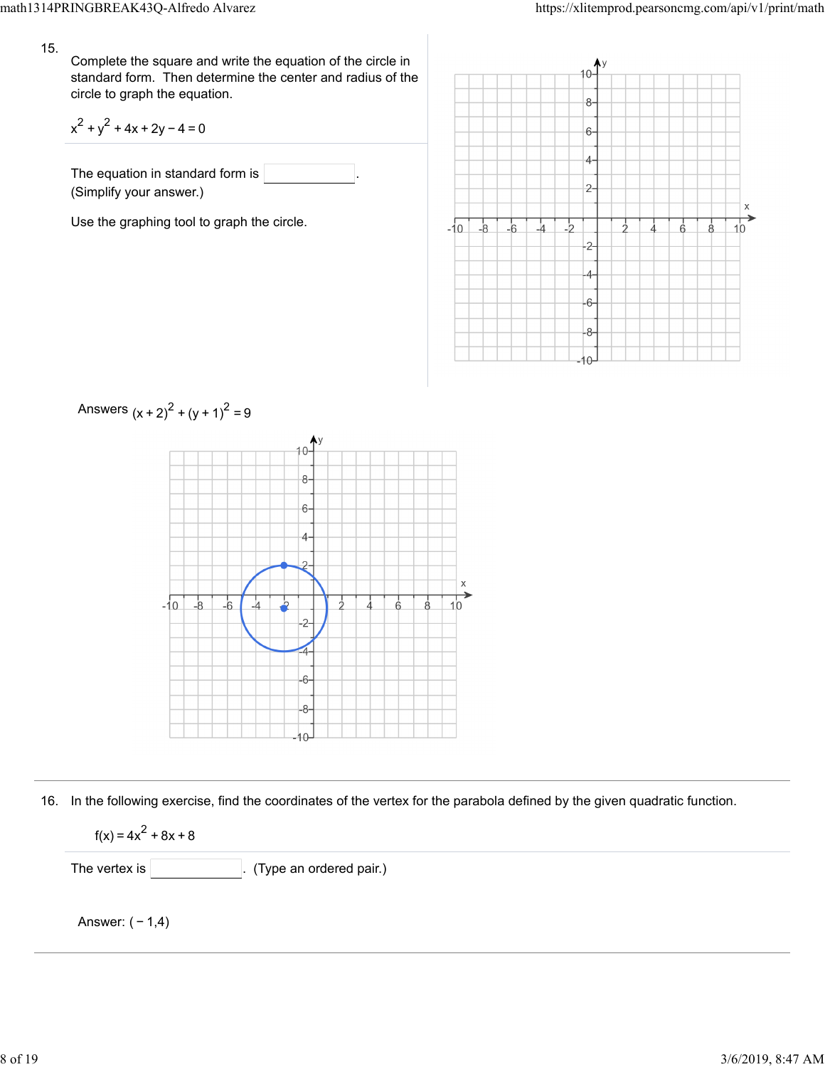15. Complete the square and write the equation of the circle in standard form. Then determine the center and radius of the circle to graph the equation.

$x^2 + y^2 + 4x + 2y - 4 = 0$

The equation in standard form is \_\_\_\_\_\_\_\_\_\_.
(Simplify your answer.)

Use the graphing tool to graph the circle.

Answers $(x+2)^2 + (y+1)^2 = 9$

---

16. In the following exercise, find the coordinates of the vertex for the parabola defined by the given quadratic function.

$f(x) = 4x^2 + 8x + 8$

The vertex is \_\_\_\_\_\_\_\_\_\_. (Type an ordered pair.)

Answer: $(-1,4)$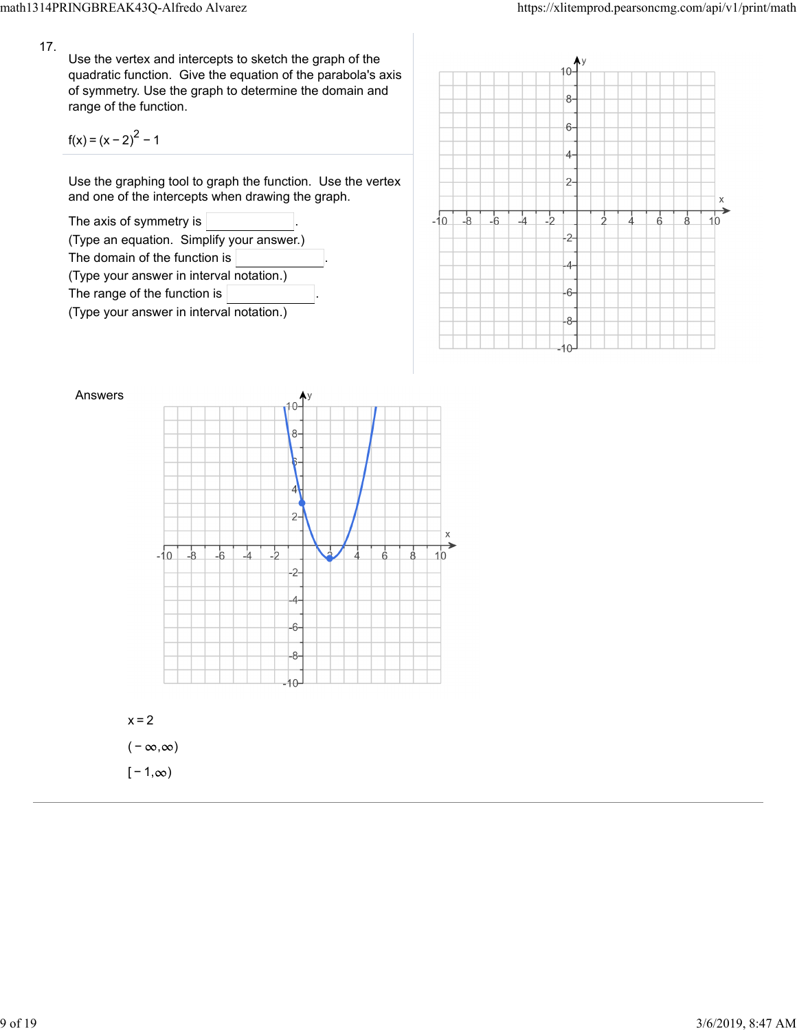17. Use the vertex and intercepts to sketch the graph of the quadratic function. Give the equation of the parabola's axis of symmetry. Use the graph to determine the domain and range of the function.

$f(x) = (x - 2)^2 - 1$

Use the graphing tool to graph the function. Use the vertex and one of the intercepts when drawing the graph.

The axis of symmetry is \_\_\_\_\_\_.
(Type an equation. Simplify your answer.)

The domain of the function is \_\_\_\_\_\_.
(Type your answer in interval notation.)

The range of the function is \_\_\_\_\_\_.
(Type your answer in interval notation.)

Answers

$x = 2$

$(-\infty, \infty)$

$[-1, \infty)$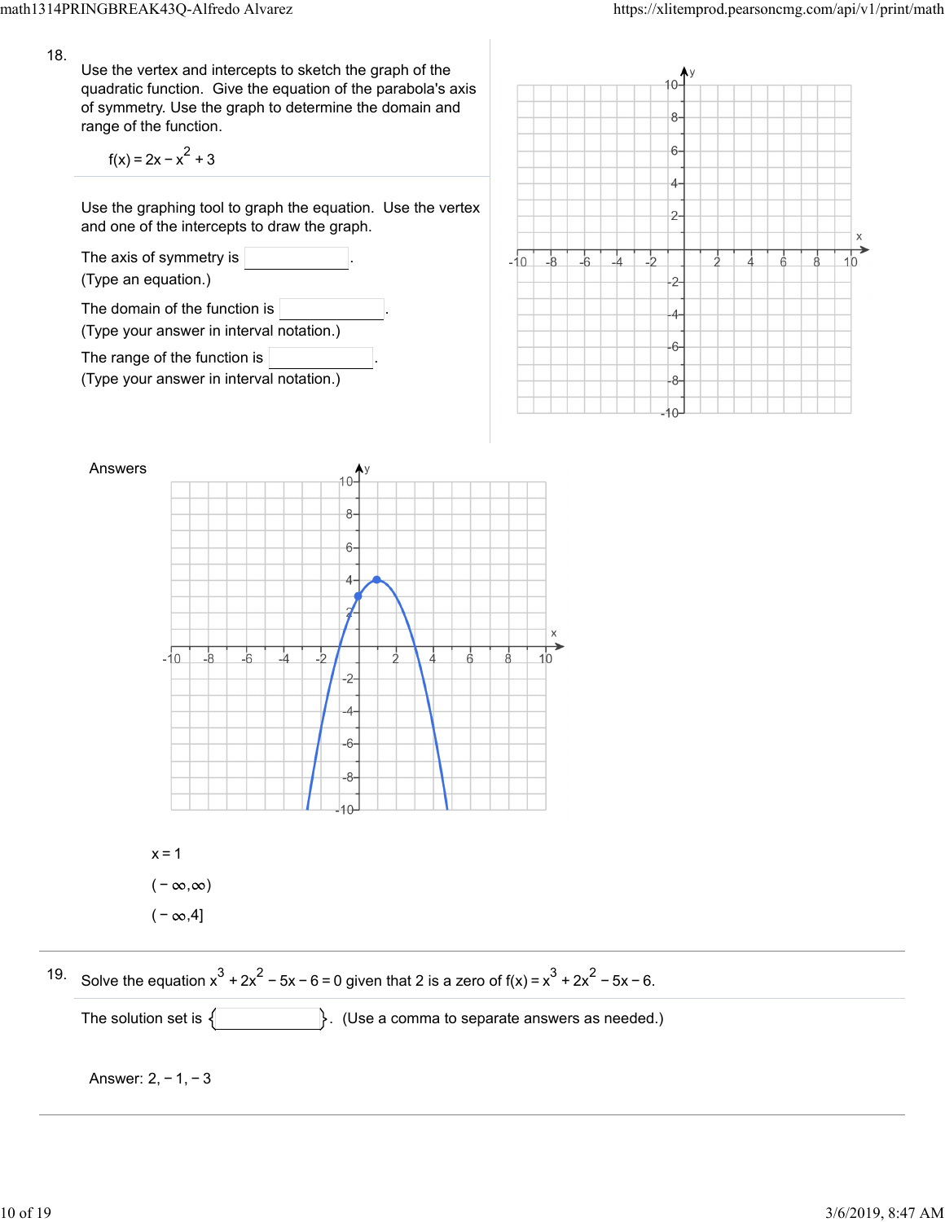18. Use the vertex and intercepts to sketch the graph of the quadratic function. Give the equation of the parabola's axis of symmetry. Use the graph to determine the domain and range of the function.

$$f(x) = 2x - x^2 + 3$$

Use the graphing tool to graph the equation. Use the vertex and one of the intercepts to draw the graph.

The axis of symmetry is ____________.
(Type an equation.)

The domain of the function is ____________.
(Type your answer in interval notation.)

The range of the function is ____________.
(Type your answer in interval notation.)

Answers

$x = 1$

$(-\infty,\infty)$

$(-\infty,4]$

---

19. Solve the equation $x^3 + 2x^2 - 5x - 6 = 0$ given that 2 is a zero of $f(x) = x^3 + 2x^2 - 5x - 6$.

The solution set is { ____________ }. (Use a comma to separate answers as needed.)

Answer: $2, -1, -3$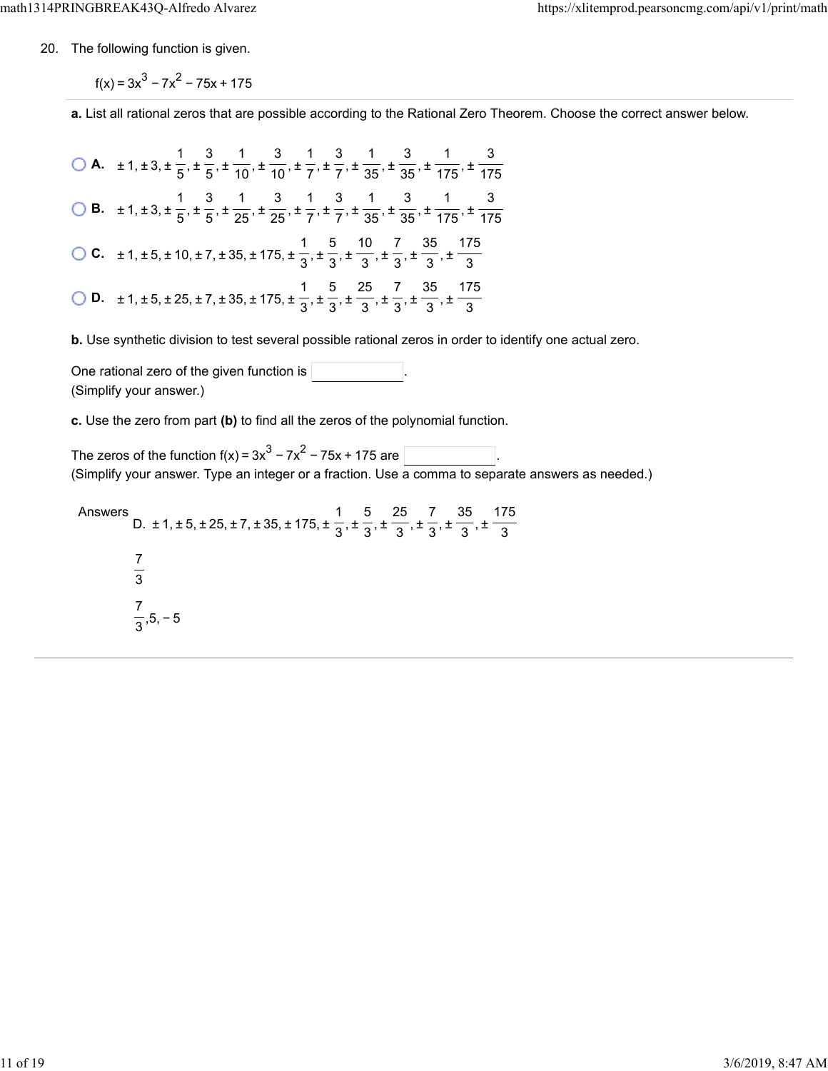20. The following function is given.

$$f(x) = 3x^3 - 7x^2 - 75x + 175$$

**a.** List all rational zeros that are possible according to the Rational Zero Theorem. Choose the correct answer below.

- **A.** $\pm 1, \pm 3, \pm \frac{1}{5}, \pm \frac{3}{5}, \pm \frac{1}{10}, \pm \frac{3}{10}, \pm \frac{1}{7}, \pm \frac{3}{7}, \pm \frac{1}{35}, \pm \frac{3}{35}, \pm \frac{1}{175}, \pm \frac{3}{175}$
- **B.** $\pm 1, \pm 3, \pm \frac{1}{5}, \pm \frac{3}{5}, \pm \frac{1}{25}, \pm \frac{3}{25}, \pm \frac{1}{7}, \pm \frac{3}{7}, \pm \frac{1}{35}, \pm \frac{3}{35}, \pm \frac{1}{175}, \pm \frac{3}{175}$
- **C.** $\pm 1, \pm 5, \pm 10, \pm 7, \pm 35, \pm 175, \pm \frac{1}{3}, \pm \frac{5}{3}, \pm \frac{10}{3}, \pm \frac{7}{3}, \pm \frac{35}{3}, \pm \frac{175}{3}$
- **D.** $\pm 1, \pm 5, \pm 25, \pm 7, \pm 35, \pm 175, \pm \frac{1}{3}, \pm \frac{5}{3}, \pm \frac{25}{3}, \pm \frac{7}{3}, \pm \frac{35}{3}, \pm \frac{175}{3}$

**b.** Use synthetic division to test several possible rational zeros in order to identify one actual zero.

One rational zero of the given function is ______.
(Simplify your answer.)

**c.** Use the zero from part **(b)** to find all the zeros of the polynomial function.

The zeros of the function $f(x) = 3x^3 - 7x^2 - 75x + 175$ are ______.
(Simplify your answer. Type an integer or a fraction. Use a comma to separate answers as needed.)

Answers D. $\pm 1, \pm 5, \pm 25, \pm 7, \pm 35, \pm 175, \pm \frac{1}{3}, \pm \frac{5}{3}, \pm \frac{25}{3}, \pm \frac{7}{3}, \pm \frac{35}{3}, \pm \frac{175}{3}$

$\frac{7}{3}$

$\frac{7}{3}, 5, -5$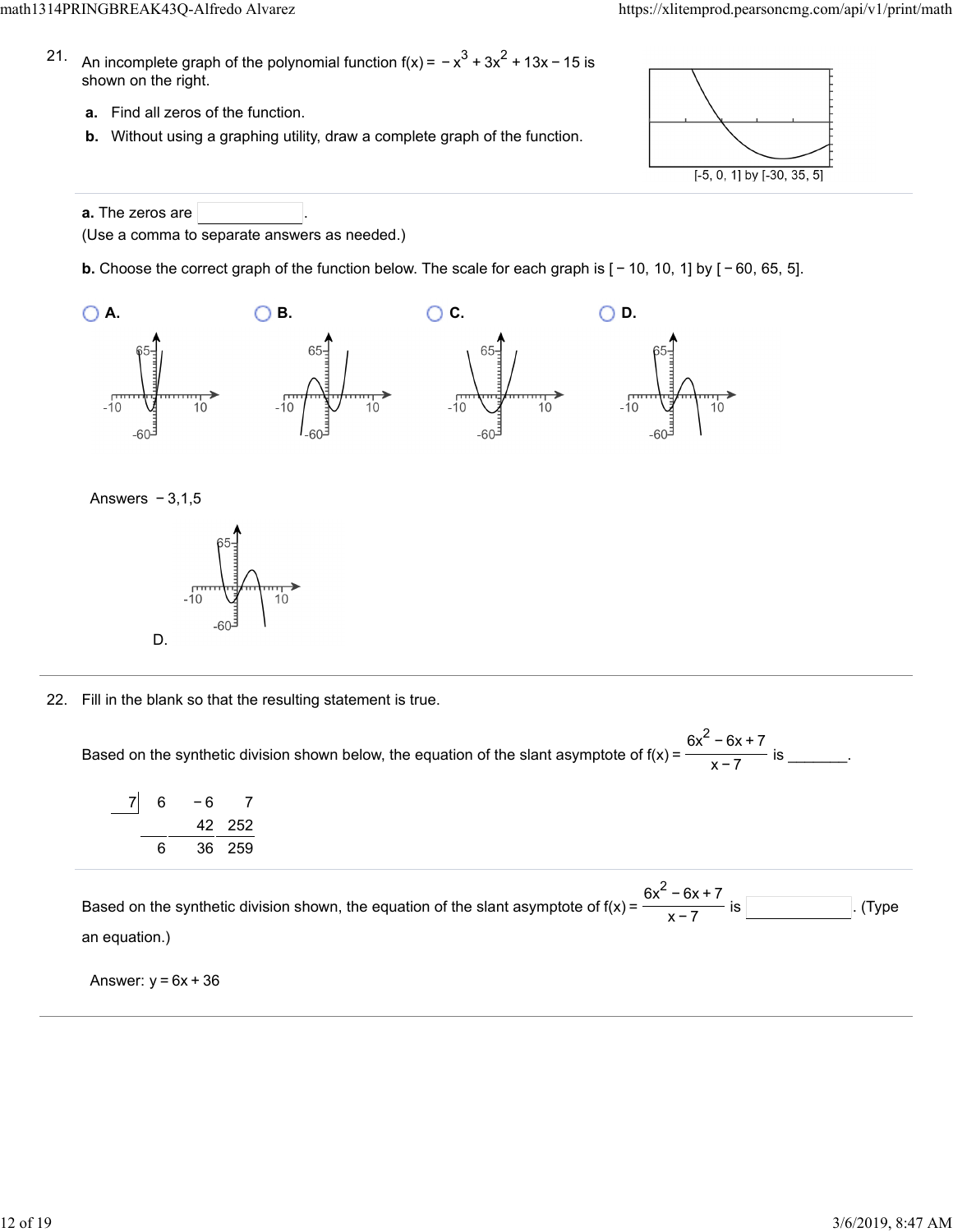21. An incomplete graph of the polynomial function $f(x) = -x^3 + 3x^2 + 13x - 15$ is shown on the right.

**a.** Find all zeros of the function.

**b.** Without using a graphing utility, draw a complete graph of the function.

[-5, 0, 1] by [-30, 35, 5]

**a.** The zeros are ______.
(Use a comma to separate answers as needed.)

**b.** Choose the correct graph of the function below. The scale for each graph is [−10, 10, 1] by [−60, 65, 5].

A. B. C. D.

Answers −3,1,5

D.

22. Fill in the blank so that the resulting statement is true.

Based on the synthetic division shown below, the equation of the slant asymptote of $f(x) = \dfrac{6x^2 - 6x + 7}{x - 7}$ is _______.

| 7 | 6 | −6 | 7 |
|---|---|---|---|
| | | 42 | 252 |
| | 6 | 36 | 259 |

Based on the synthetic division shown, the equation of the slant asymptote of $f(x) = \dfrac{6x^2 - 6x + 7}{x - 7}$ is ______. (Type an equation.)

Answer: $y = 6x + 36$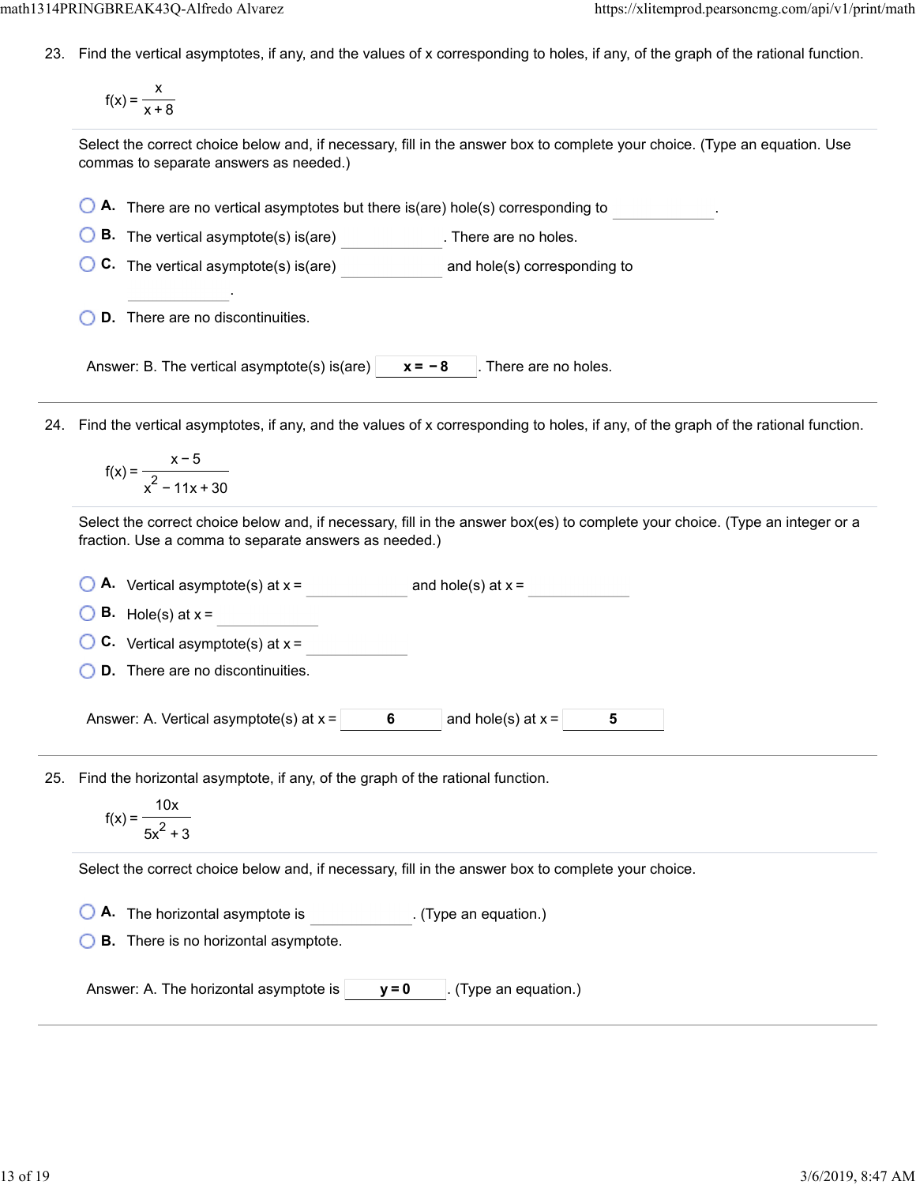23. Find the vertical asymptotes, if any, and the values of x corresponding to holes, if any, of the graph of the rational function.

$$f(x) = \frac{x}{x+8}$$

Select the correct choice below and, if necessary, fill in the answer box to complete your choice. (Type an equation. Use commas to separate answers as needed.)

- A. There are no vertical asymptotes but there is(are) hole(s) corresponding to ______.
- B. The vertical asymptote(s) is(are) ______. There are no holes.
- C. The vertical asymptote(s) is(are) ______ and hole(s) corresponding to ______.
- D. There are no discontinuities.

Answer: B. The vertical asymptote(s) is(are) **$x = -8$**. There are no holes.

---

24. Find the vertical asymptotes, if any, and the values of x corresponding to holes, if any, of the graph of the rational function.

$$f(x) = \frac{x-5}{x^2 - 11x + 30}$$

Select the correct choice below and, if necessary, fill in the answer box(es) to complete your choice. (Type an integer or a fraction. Use a comma to separate answers as needed.)

- A. Vertical asymptote(s) at x = ______ and hole(s) at x = ______
- B. Hole(s) at x = ______
- C. Vertical asymptote(s) at x = ______
- D. There are no discontinuities.

Answer: A. Vertical asymptote(s) at x = **6** and hole(s) at x = **5**

---

25. Find the horizontal asymptote, if any, of the graph of the rational function.

$$f(x) = \frac{10x}{5x^2 + 3}$$

Select the correct choice below and, if necessary, fill in the answer box to complete your choice.

- A. The horizontal asymptote is ______. (Type an equation.)
- B. There is no horizontal asymptote.

Answer: A. The horizontal asymptote is **$y = 0$**. (Type an equation.)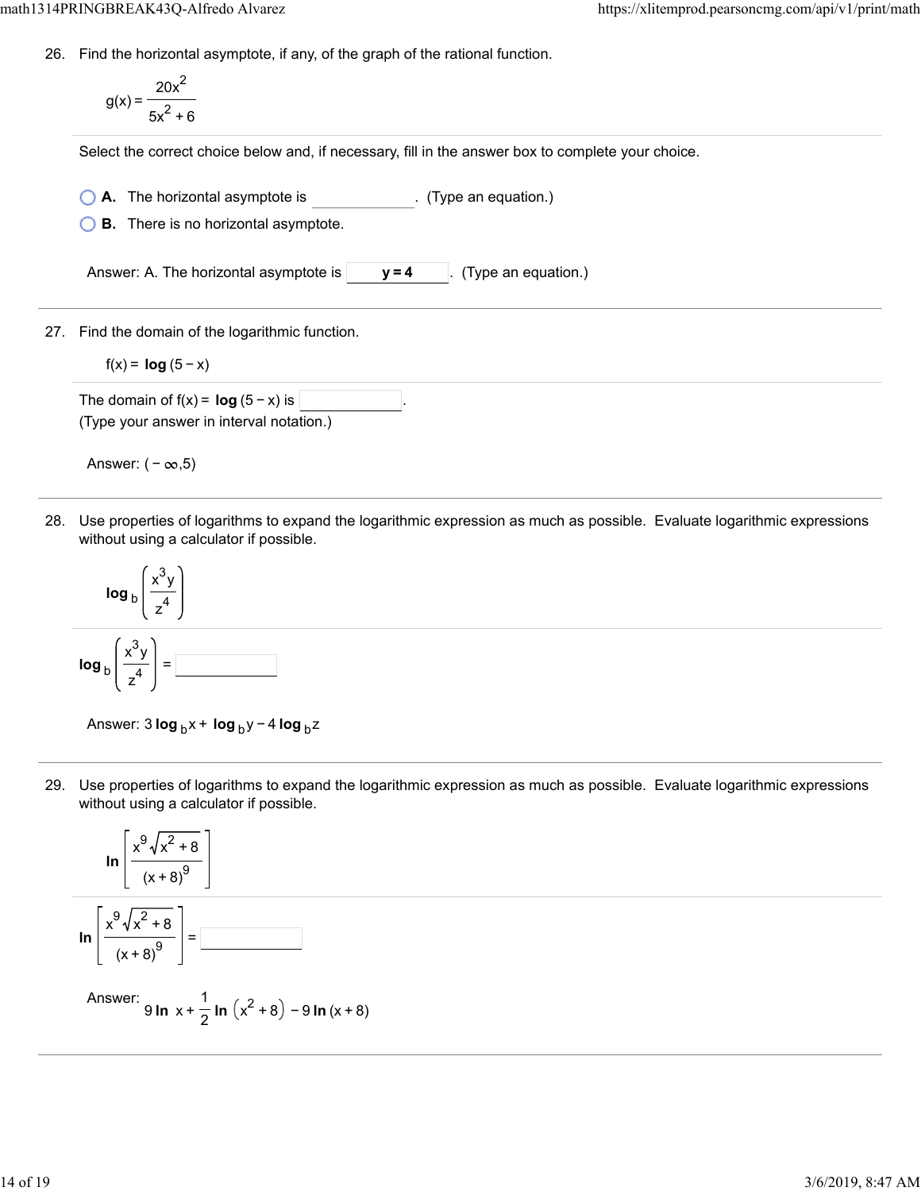26. Find the horizontal asymptote, if any, of the graph of the rational function.

$$g(x) = \frac{20x^2}{5x^2 + 6}$$

Select the correct choice below and, if necessary, fill in the answer box to complete your choice.

- A. The horizontal asymptote is ______. (Type an equation.)
- B. There is no horizontal asymptote.

Answer: A. The horizontal asymptote is **y = 4**. (Type an equation.)

---

27. Find the domain of the logarithmic function.

$$f(x) = \log(5 - x)$$

The domain of $f(x) = \log(5 - x)$ is ______.
(Type your answer in interval notation.)

Answer: $(-\infty, 5)$

---

28. Use properties of logarithms to expand the logarithmic expression as much as possible. Evaluate logarithmic expressions without using a calculator if possible.

$$\log_b \left( \frac{x^3 y}{z^4} \right)$$

$\log_b \left( \frac{x^3 y}{z^4} \right) =$ ______

Answer: $3 \log_b x + \log_b y - 4 \log_b z$

---

29. Use properties of logarithms to expand the logarithmic expression as much as possible. Evaluate logarithmic expressions without using a calculator if possible.

$$\ln \left[ \frac{x^9 \sqrt{x^2 + 8}}{(x + 8)^9} \right]$$

$\ln \left[ \frac{x^9 \sqrt{x^2 + 8}}{(x + 8)^9} \right] =$ ______

Answer: $9 \ln x + \frac{1}{2} \ln \left( x^2 + 8 \right) - 9 \ln (x + 8)$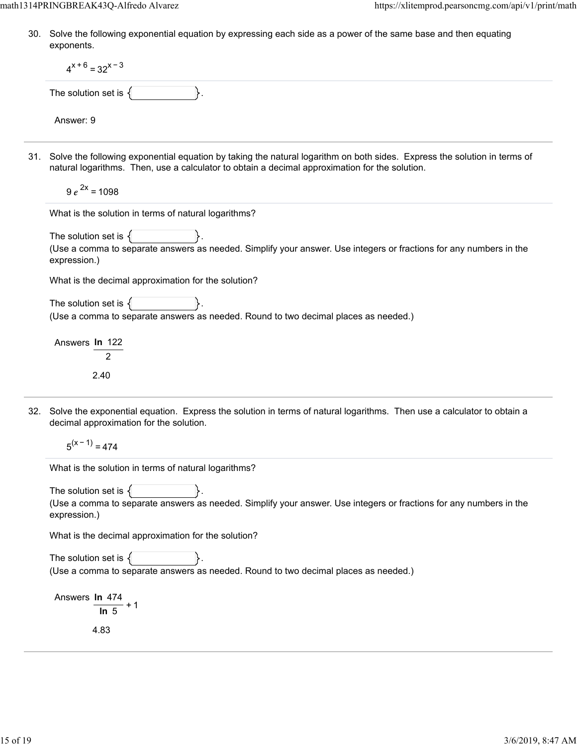30. Solve the following exponential equation by expressing each side as a power of the same base and then equating exponents.

$$4^{x+6} = 32^{x-3}$$

The solution set is { }.

Answer: 9

31. Solve the following exponential equation by taking the natural logarithm on both sides. Express the solution in terms of natural logarithms. Then, use a calculator to obtain a decimal approximation for the solution.

$$9e^{2x} = 1098$$

What is the solution in terms of natural logarithms?

The solution set is { }.
(Use a comma to separate answers as needed. Simplify your answer. Use integers or fractions for any numbers in the expression.)

What is the decimal approximation for the solution?

The solution set is { }.
(Use a comma to separate answers as needed. Round to two decimal places as needed.)

Answers $\dfrac{\ln 122}{2}$

2.40

32. Solve the exponential equation. Express the solution in terms of natural logarithms. Then use a calculator to obtain a decimal approximation for the solution.

$$5^{(x-1)} = 474$$

What is the solution in terms of natural logarithms?

The solution set is { }.
(Use a comma to separate answers as needed. Simplify your answer. Use integers or fractions for any numbers in the expression.)

What is the decimal approximation for the solution?

The solution set is { }.
(Use a comma to separate answers as needed. Round to two decimal places as needed.)

Answers $\dfrac{\ln 474}{\ln 5} + 1$

4.83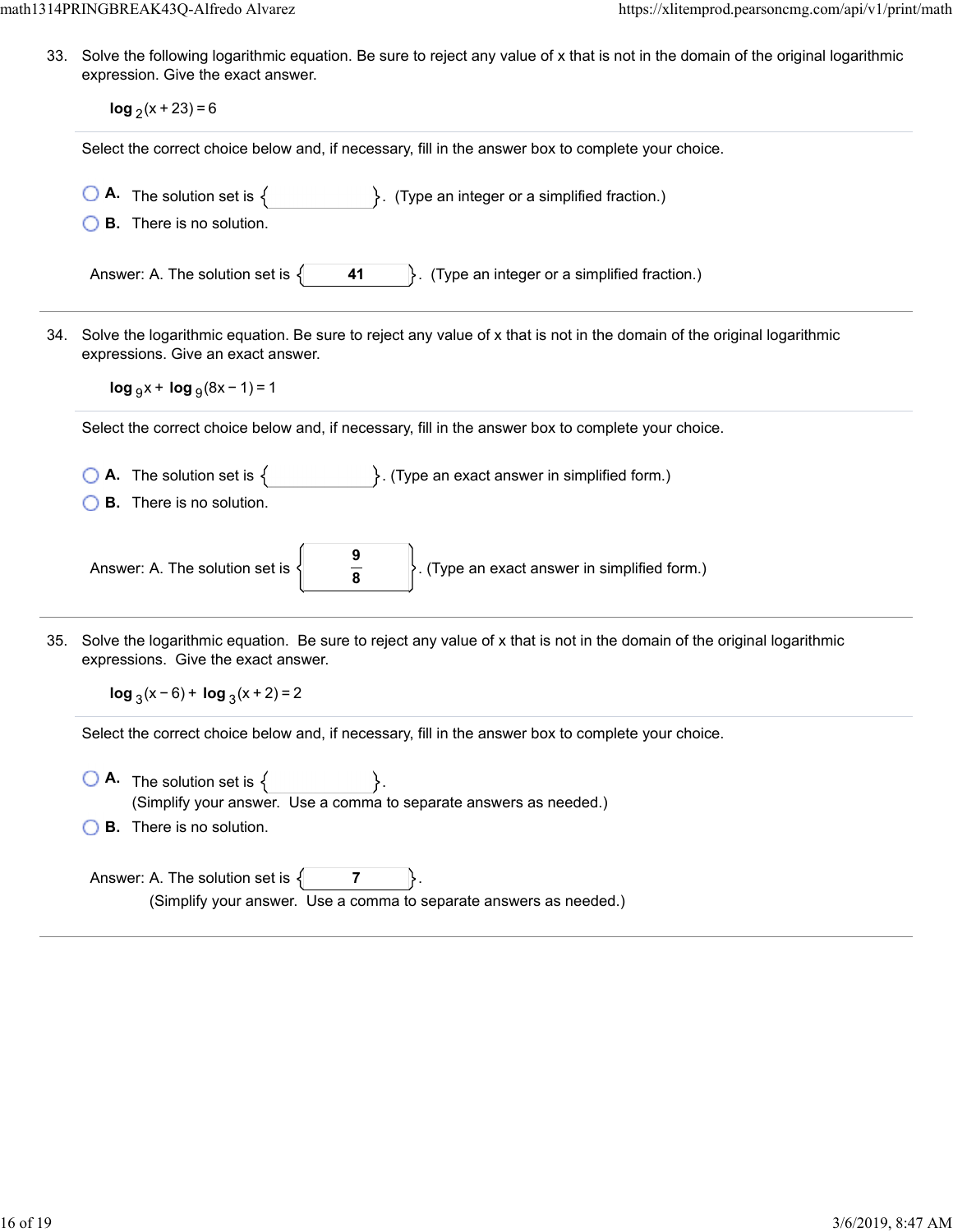33. Solve the following logarithmic equation. Be sure to reject any value of x that is not in the domain of the original logarithmic expression. Give the exact answer.

$$\log_2(x + 23) = 6$$

Select the correct choice below and, if necessary, fill in the answer box to complete your choice.

- **A.** The solution set is { }. (Type an integer or a simplified fraction.)
- **B.** There is no solution.

Answer: A. The solution set is { **41** }. (Type an integer or a simplified fraction.)

---

34. Solve the logarithmic equation. Be sure to reject any value of x that is not in the domain of the original logarithmic expressions. Give an exact answer.

$$\log_9 x + \log_9(8x - 1) = 1$$

Select the correct choice below and, if necessary, fill in the answer box to complete your choice.

- **A.** The solution set is { }. (Type an exact answer in simplified form.)
- **B.** There is no solution.

Answer: A. The solution set is { $\frac{9}{8}$ }. (Type an exact answer in simplified form.)

---

35. Solve the logarithmic equation. Be sure to reject any value of x that is not in the domain of the original logarithmic expressions. Give the exact answer.

$$\log_3(x - 6) + \log_3(x + 2) = 2$$

Select the correct choice below and, if necessary, fill in the answer box to complete your choice.

- **A.** The solution set is { }.
  (Simplify your answer. Use a comma to separate answers as needed.)
- **B.** There is no solution.

Answer: A. The solution set is { **7** }.
(Simplify your answer. Use a comma to separate answers as needed.)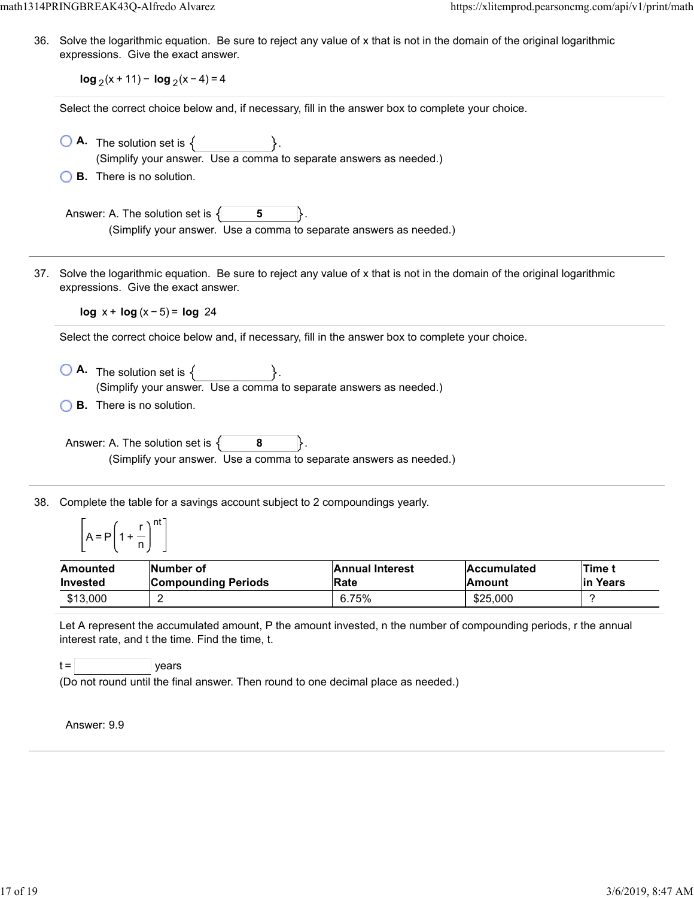36. Solve the logarithmic equation. Be sure to reject any value of x that is not in the domain of the original logarithmic expressions. Give the exact answer.

$$\log_2(x + 11) - \log_2(x - 4) = 4$$

Select the correct choice below and, if necessary, fill in the answer box to complete your choice.

- **A.** The solution set is { }. (Simplify your answer. Use a comma to separate answers as needed.)
- **B.** There is no solution.

Answer: A. The solution set is { **5** }. (Simplify your answer. Use a comma to separate answers as needed.)

37. Solve the logarithmic equation. Be sure to reject any value of x that is not in the domain of the original logarithmic expressions. Give the exact answer.

$$\log x + \log(x - 5) = \log 24$$

Select the correct choice below and, if necessary, fill in the answer box to complete your choice.

- **A.** The solution set is { }. (Simplify your answer. Use a comma to separate answers as needed.)
- **B.** There is no solution.

Answer: A. The solution set is { **8** }. (Simplify your answer. Use a comma to separate answers as needed.)

38. Complete the table for a savings account subject to 2 compoundings yearly.

$$\left[A = P\left(1 + \frac{r}{n}\right)^{nt}\right]$$

| Amounted Invested | Number of Compounding Periods | Annual Interest Rate | Accumulated Amount | Time t in Years |
|---|---|---|---|---|
| $13,000 | 2 | 6.75% | $25,000 | ? |

Let A represent the accumulated amount, P the amount invested, n the number of compounding periods, r the annual interest rate, and t the time. Find the time, t.

t = ______ years

(Do not round until the final answer. Then round to one decimal place as needed.)

Answer: 9.9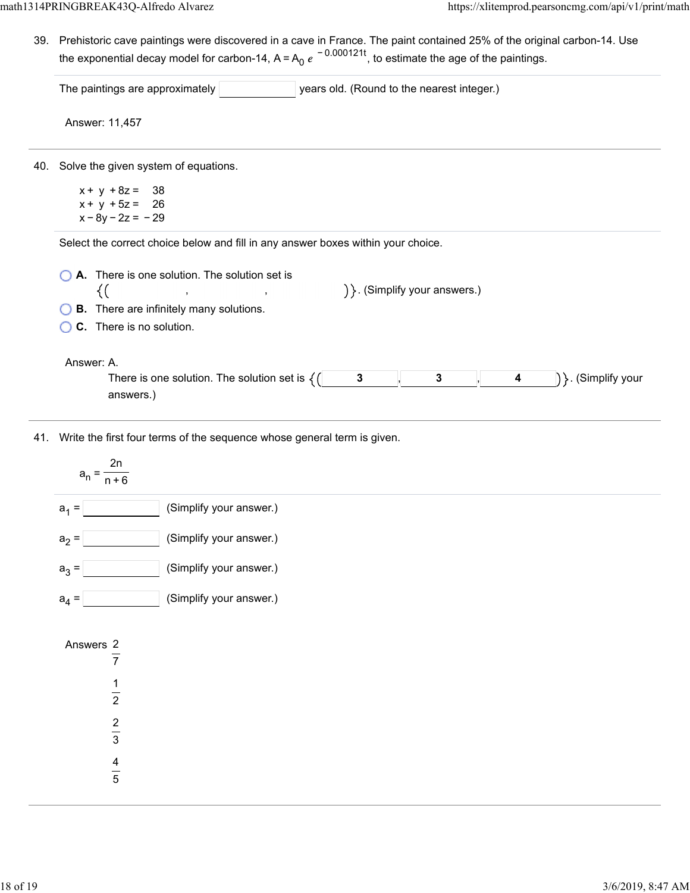39. Prehistoric cave paintings were discovered in a cave in France. The paint contained 25% of the original carbon-14. Use the exponential decay model for carbon-14, $A = A_0 e^{-0.000121t}$, to estimate the age of the paintings.

The paintings are approximately ______ years old. (Round to the nearest integer.)

Answer: 11,457

---

40. Solve the given system of equations.

$$\begin{aligned} x + y + 8z &= 38 \\ x + y + 5z &= 26 \\ x - 8y - 2z &= -29 \end{aligned}$$

Select the correct choice below and fill in any answer boxes within your choice.

- **A.** There is one solution. The solution set is $\{(\_\_\_, \_\_\_, \_\_\_)\}$. (Simplify your answers.)
- **B.** There are infinitely many solutions.
- **C.** There is no solution.

Answer: A.

There is one solution. The solution set is $\{(3, 3, 4)\}$. (Simplify your answers.)

---

41. Write the first four terms of the sequence whose general term is given.

$$a_n = \frac{2n}{n+6}$$

$a_1 =$ ______ (Simplify your answer.)

$a_2 =$ ______ (Simplify your answer.)

$a_3 =$ ______ (Simplify your answer.)

$a_4 =$ ______ (Simplify your answer.)

Answers $\frac{2}{7}$

$\frac{1}{2}$

$\frac{2}{3}$

$\frac{4}{5}$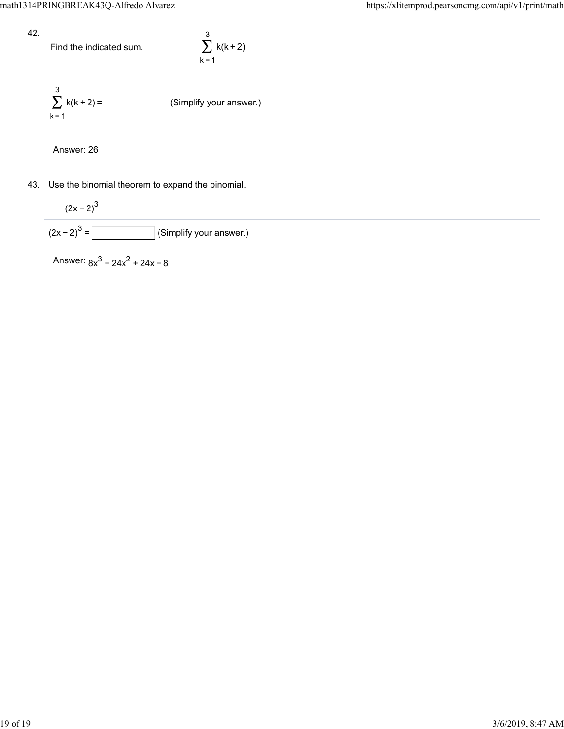42. Find the indicated sum. $\sum_{k=1}^{3} k(k+2)$

$\sum_{k=1}^{3} k(k+2) =$ ______ (Simplify your answer.)

Answer: 26

43. Use the binomial theorem to expand the binomial.

$(2x-2)^3$

$(2x-2)^3 =$ ______ (Simplify your answer.)

Answer: $8x^3 - 24x^2 + 24x - 8$